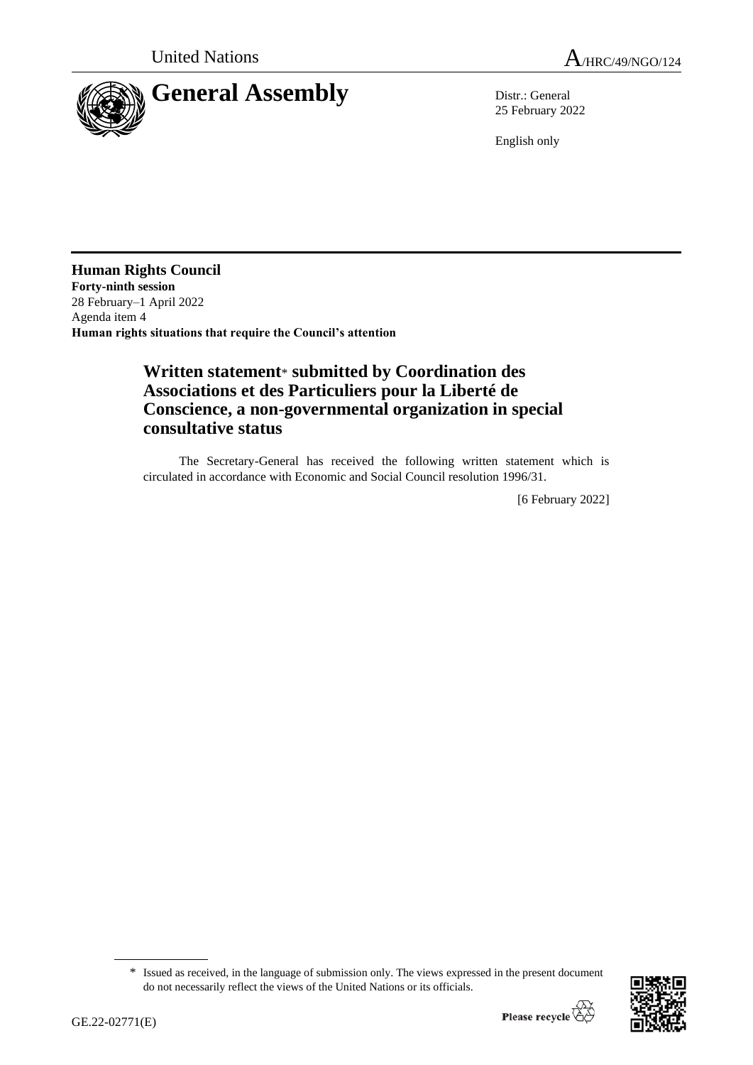United Nations A/HRC/49/NGO/124

# General Assembly

Distr.: General
25 February 2022

English only

**Human Rights Council**
**Forty-ninth session**
28 February–1 April 2022
Agenda item 4
**Human rights situations that require the Council's attention**

## Written statement* submitted by Coordination des Associations et des Particuliers pour la Liberté de Conscience, a non-governmental organization in special consultative status

The Secretary-General has received the following written statement which is circulated in accordance with Economic and Social Council resolution 1996/31.

[6 February 2022]

\* Issued as received, in the language of submission only. The views expressed in the present document do not necessarily reflect the views of the United Nations or its officials.

GE.22-02771(E)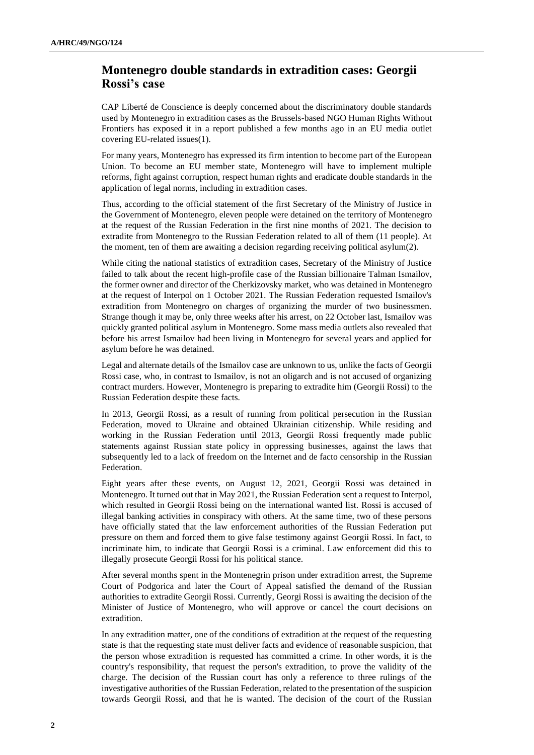## Montenegro double standards in extradition cases: Georgii Rossi's case

CAP Liberté de Conscience is deeply concerned about the discriminatory double standards used by Montenegro in extradition cases as the Brussels-based NGO Human Rights Without Frontiers has exposed it in a report published a few months ago in an EU media outlet covering EU-related issues(1).

For many years, Montenegro has expressed its firm intention to become part of the European Union. To become an EU member state, Montenegro will have to implement multiple reforms, fight against corruption, respect human rights and eradicate double standards in the application of legal norms, including in extradition cases.

Thus, according to the official statement of the first Secretary of the Ministry of Justice in the Government of Montenegro, eleven people were detained on the territory of Montenegro at the request of the Russian Federation in the first nine months of 2021. The decision to extradite from Montenegro to the Russian Federation related to all of them (11 people). At the moment, ten of them are awaiting a decision regarding receiving political asylum(2).

While citing the national statistics of extradition cases, Secretary of the Ministry of Justice failed to talk about the recent high-profile case of the Russian billionaire Talman Ismailov, the former owner and director of the Cherkizovsky market, who was detained in Montenegro at the request of Interpol on 1 October 2021. The Russian Federation requested Ismailov's extradition from Montenegro on charges of organizing the murder of two businessmen. Strange though it may be, only three weeks after his arrest, on 22 October last, Ismailov was quickly granted political asylum in Montenegro. Some mass media outlets also revealed that before his arrest Ismailov had been living in Montenegro for several years and applied for asylum before he was detained.

Legal and alternate details of the Ismailov case are unknown to us, unlike the facts of Georgii Rossi case, who, in contrast to Ismailov, is not an oligarch and is not accused of organizing contract murders. However, Montenegro is preparing to extradite him (Georgii Rossi) to the Russian Federation despite these facts.

In 2013, Georgii Rossi, as a result of running from political persecution in the Russian Federation, moved to Ukraine and obtained Ukrainian citizenship. While residing and working in the Russian Federation until 2013, Georgii Rossi frequently made public statements against Russian state policy in oppressing businesses, against the laws that subsequently led to a lack of freedom on the Internet and de facto censorship in the Russian Federation.

Eight years after these events, on August 12, 2021, Georgii Rossi was detained in Montenegro. It turned out that in May 2021, the Russian Federation sent a request to Interpol, which resulted in Georgii Rossi being on the international wanted list. Rossi is accused of illegal banking activities in conspiracy with others. At the same time, two of these persons have officially stated that the law enforcement authorities of the Russian Federation put pressure on them and forced them to give false testimony against Georgii Rossi. In fact, to incriminate him, to indicate that Georgii Rossi is a criminal. Law enforcement did this to illegally prosecute Georgii Rossi for his political stance.

After several months spent in the Montenegrin prison under extradition arrest, the Supreme Court of Podgorica and later the Court of Appeal satisfied the demand of the Russian authorities to extradite Georgii Rossi. Currently, Georgi Rossi is awaiting the decision of the Minister of Justice of Montenegro, who will approve or cancel the court decisions on extradition.

In any extradition matter, one of the conditions of extradition at the request of the requesting state is that the requesting state must deliver facts and evidence of reasonable suspicion, that the person whose extradition is requested has committed a crime. In other words, it is the country's responsibility, that request the person's extradition, to prove the validity of the charge. The decision of the Russian court has only a reference to three rulings of the investigative authorities of the Russian Federation, related to the presentation of the suspicion towards Georgii Rossi, and that he is wanted. The decision of the court of the Russian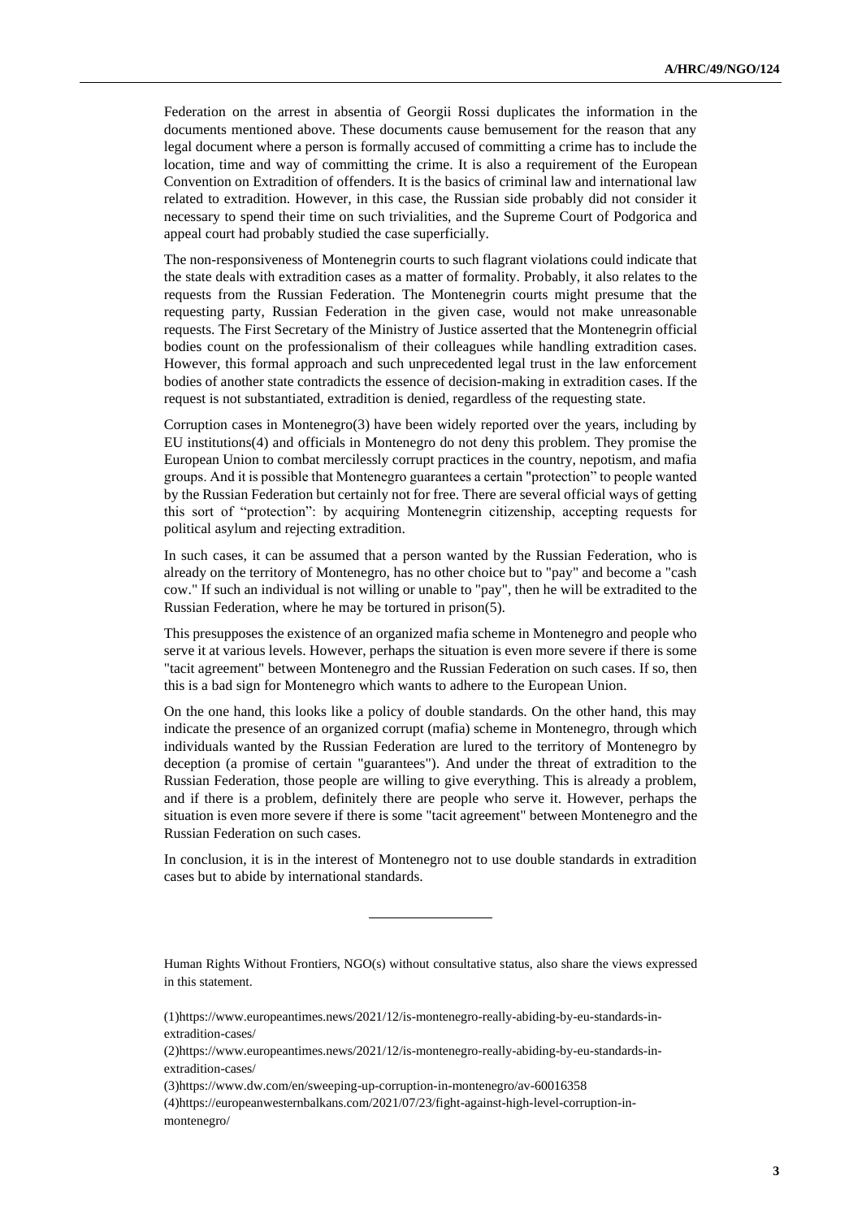Federation on the arrest in absentia of Georgii Rossi duplicates the information in the documents mentioned above. These documents cause bemusement for the reason that any legal document where a person is formally accused of committing a crime has to include the location, time and way of committing the crime. It is also a requirement of the European Convention on Extradition of offenders. It is the basics of criminal law and international law related to extradition. However, in this case, the Russian side probably did not consider it necessary to spend their time on such trivialities, and the Supreme Court of Podgorica and appeal court had probably studied the case superficially.

The non-responsiveness of Montenegrin courts to such flagrant violations could indicate that the state deals with extradition cases as a matter of formality. Probably, it also relates to the requests from the Russian Federation. The Montenegrin courts might presume that the requesting party, Russian Federation in the given case, would not make unreasonable requests. The First Secretary of the Ministry of Justice asserted that the Montenegrin official bodies count on the professionalism of their colleagues while handling extradition cases. However, this formal approach and such unprecedented legal trust in the law enforcement bodies of another state contradicts the essence of decision-making in extradition cases. If the request is not substantiated, extradition is denied, regardless of the requesting state.

Corruption cases in Montenegro(3) have been widely reported over the years, including by EU institutions(4) and officials in Montenegro do not deny this problem. They promise the European Union to combat mercilessly corrupt practices in the country, nepotism, and mafia groups. And it is possible that Montenegro guarantees a certain "protection" to people wanted by the Russian Federation but certainly not for free. There are several official ways of getting this sort of "protection": by acquiring Montenegrin citizenship, accepting requests for political asylum and rejecting extradition.

In such cases, it can be assumed that a person wanted by the Russian Federation, who is already on the territory of Montenegro, has no other choice but to "pay" and become a "cash cow." If such an individual is not willing or unable to "pay", then he will be extradited to the Russian Federation, where he may be tortured in prison(5).

This presupposes the existence of an organized mafia scheme in Montenegro and people who serve it at various levels. However, perhaps the situation is even more severe if there is some "tacit agreement" between Montenegro and the Russian Federation on such cases. If so, then this is a bad sign for Montenegro which wants to adhere to the European Union.

On the one hand, this looks like a policy of double standards. On the other hand, this may indicate the presence of an organized corrupt (mafia) scheme in Montenegro, through which individuals wanted by the Russian Federation are lured to the territory of Montenegro by deception (a promise of certain "guarantees"). And under the threat of extradition to the Russian Federation, those people are willing to give everything. This is already a problem, and if there is a problem, definitely there are people who serve it. However, perhaps the situation is even more severe if there is some "tacit agreement" between Montenegro and the Russian Federation on such cases.

In conclusion, it is in the interest of Montenegro not to use double standards in extradition cases but to abide by international standards.

---

Human Rights Without Frontiers, NGO(s) without consultative status, also share the views expressed in this statement.

(1)https://www.europeantimes.news/2021/12/is-montenegro-really-abiding-by-eu-standards-in-extradition-cases/

(2)https://www.europeantimes.news/2021/12/is-montenegro-really-abiding-by-eu-standards-in-extradition-cases/

(3)https://www.dw.com/en/sweeping-up-corruption-in-montenegro/av-60016358

(4)https://europeanwesternbalkans.com/2021/07/23/fight-against-high-level-corruption-in-montenegro/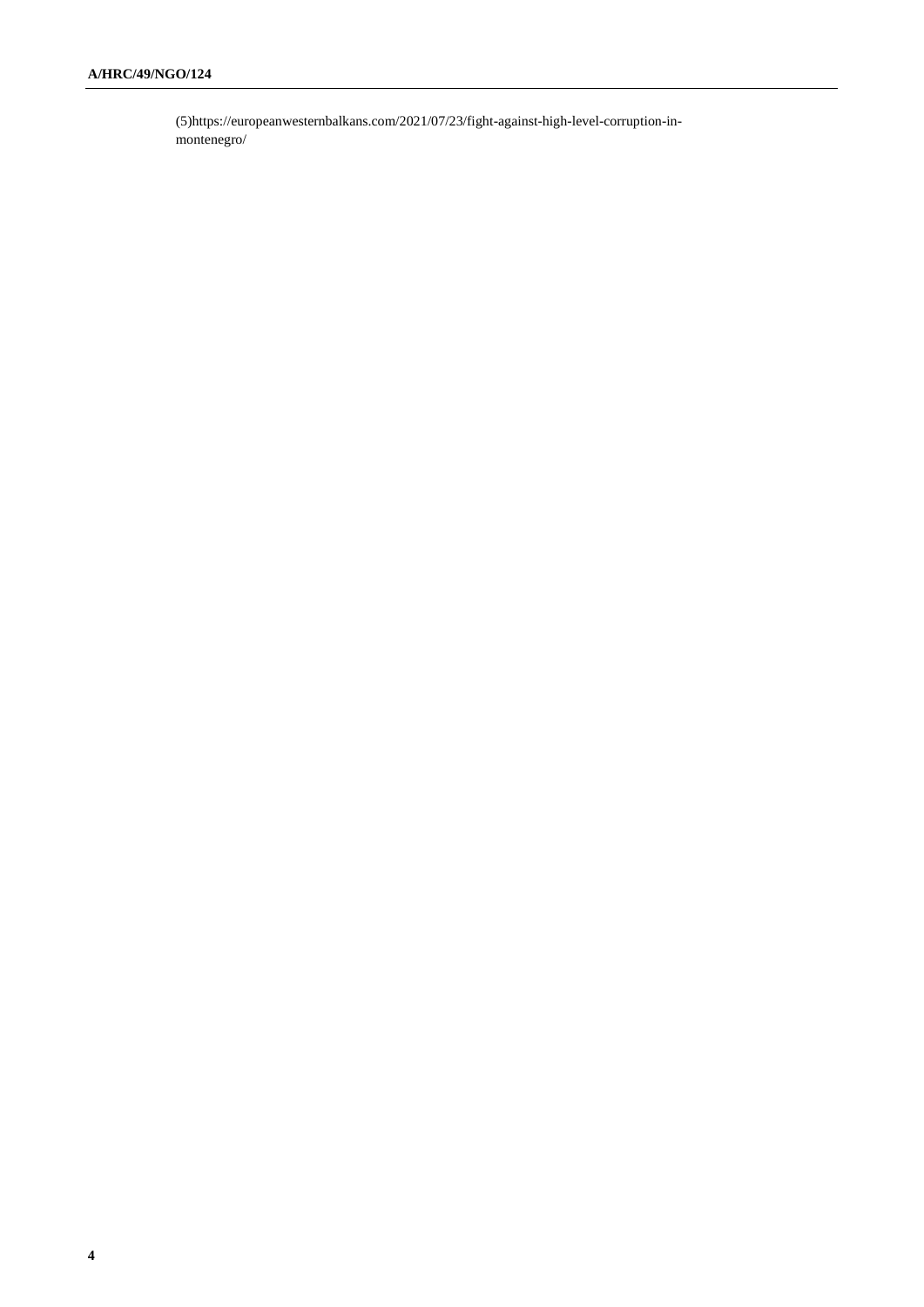(5)https://europeanwesternbalkans.com/2021/07/23/fight-against-high-level-corruption-in-montenegro/